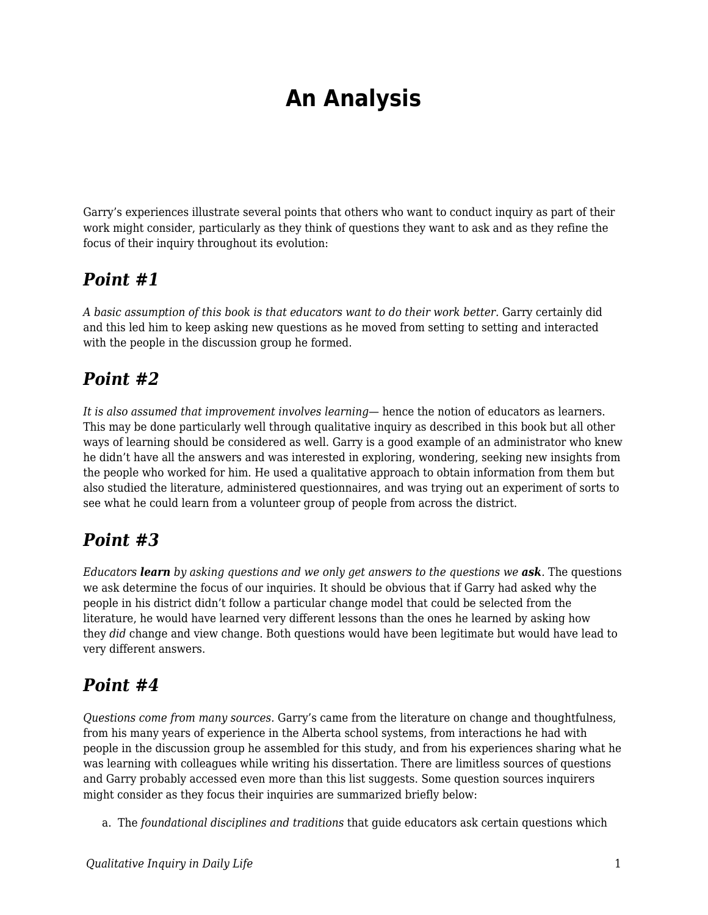# An Analysis

Garry's experiences illustrate several points that others who want to conduct inquiry as part of their work might consider, particularly as they think of questions they want to ask and as they refine the focus of their inquiry throughout its evolution:

## *Point #1*

*A basic assumption of this book is that educators want to do their work better.* Garry certainly did and this led him to keep asking new questions as he moved from setting to setting and interacted with the people in the discussion group he formed.

## *Point #2*

*It is also assumed that improvement involves learning*— hence the notion of educators as learners. This may be done particularly well through qualitative inquiry as described in this book but all other ways of learning should be considered as well. Garry is a good example of an administrator who knew he didn't have all the answers and was interested in exploring, wondering, seeking new insights from the people who worked for him. He used a qualitative approach to obtain information from them but also studied the literature, administered questionnaires, and was trying out an experiment of sorts to see what he could learn from a volunteer group of people from across the district.

## *Point #3*

*Educators **learn** by asking questions and we only get answers to the questions we **ask**.* The questions we ask determine the focus of our inquiries. It should be obvious that if Garry had asked why the people in his district didn't follow a particular change model that could be selected from the literature, he would have learned very different lessons than the ones he learned by asking how they *did* change and view change. Both questions would have been legitimate but would have lead to very different answers.

## *Point #4*

*Questions come from many sources.* Garry's came from the literature on change and thoughtfulness, from his many years of experience in the Alberta school systems, from interactions he had with people in the discussion group he assembled for this study, and from his experiences sharing what he was learning with colleagues while writing his dissertation. There are limitless sources of questions and Garry probably accessed even more than this list suggests. Some question sources inquirers might consider as they focus their inquiries are summarized briefly below:

a. The *foundational disciplines and traditions* that guide educators ask certain questions which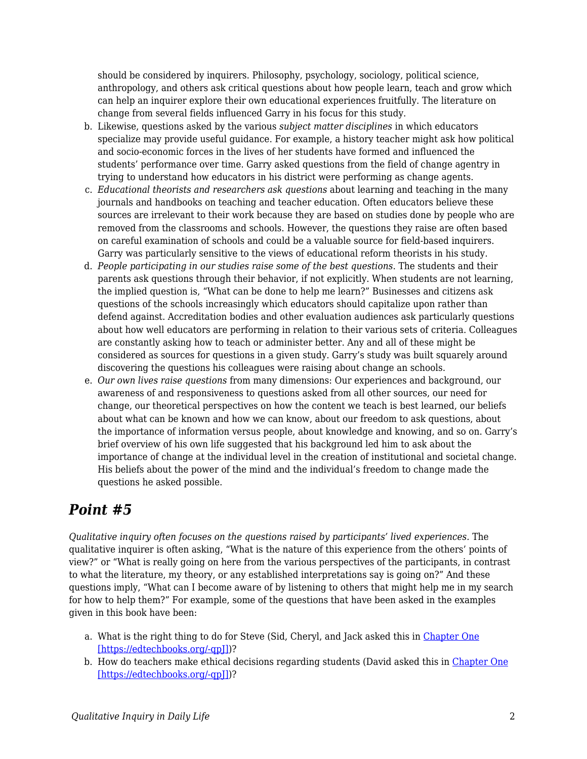should be considered by inquirers. Philosophy, psychology, sociology, political science, anthropology, and others ask critical questions about how people learn, teach and grow which can help an inquirer explore their own educational experiences fruitfully. The literature on change from several fields influenced Garry in his focus for this study.

b. Likewise, questions asked by the various *subject matter disciplines* in which educators specialize may provide useful guidance. For example, a history teacher might ask how political and socio-economic forces in the lives of her students have formed and influenced the students' performance over time. Garry asked questions from the field of change agentry in trying to understand how educators in his district were performing as change agents.
c. *Educational theorists and researchers ask questions* about learning and teaching in the many journals and handbooks on teaching and teacher education. Often educators believe these sources are irrelevant to their work because they are based on studies done by people who are removed from the classrooms and schools. However, the questions they raise are often based on careful examination of schools and could be a valuable source for field-based inquirers. Garry was particularly sensitive to the views of educational reform theorists in his study.
d. *People participating in our studies raise some of the best questions*. The students and their parents ask questions through their behavior, if not explicitly. When students are not learning, the implied question is, "What can be done to help me learn?" Businesses and citizens ask questions of the schools increasingly which educators should capitalize upon rather than defend against. Accreditation bodies and other evaluation audiences ask particularly questions about how well educators are performing in relation to their various sets of criteria. Colleagues are constantly asking how to teach or administer better. Any and all of these might be considered as sources for questions in a given study. Garry's study was built squarely around discovering the questions his colleagues were raising about change an schools.
e. *Our own lives raise questions* from many dimensions: Our experiences and background, our awareness of and responsiveness to questions asked from all other sources, our need for change, our theoretical perspectives on how the content we teach is best learned, our beliefs about what can be known and how we can know, about our freedom to ask questions, about the importance of information versus people, about knowledge and knowing, and so on. Garry's brief overview of his own life suggested that his background led him to ask about the importance of change at the individual level in the creation of institutional and societal change. His beliefs about the power of the mind and the individual's freedom to change made the questions he asked possible.

## *Point #5*

*Qualitative inquiry often focuses on the questions raised by participants' lived experiences.* The qualitative inquirer is often asking, "What is the nature of this experience from the others' points of view?" or "What is really going on here from the various perspectives of the participants, in contrast to what the literature, my theory, or any established interpretations say is going on?" And these questions imply, "What can I become aware of by listening to others that might help me in my search for how to help them?" For example, some of the questions that have been asked in the examples given in this book have been:

a. What is the right thing to do for Steve (Sid, Cheryl, and Jack asked this in [Chapter One [https://edtechbooks.org/-qpJ]](https://edtechbooks.org/-qpJ))?
b. How do teachers make ethical decisions regarding students (David asked this in [Chapter One [https://edtechbooks.org/-qpJ]](https://edtechbooks.org/-qpJ))?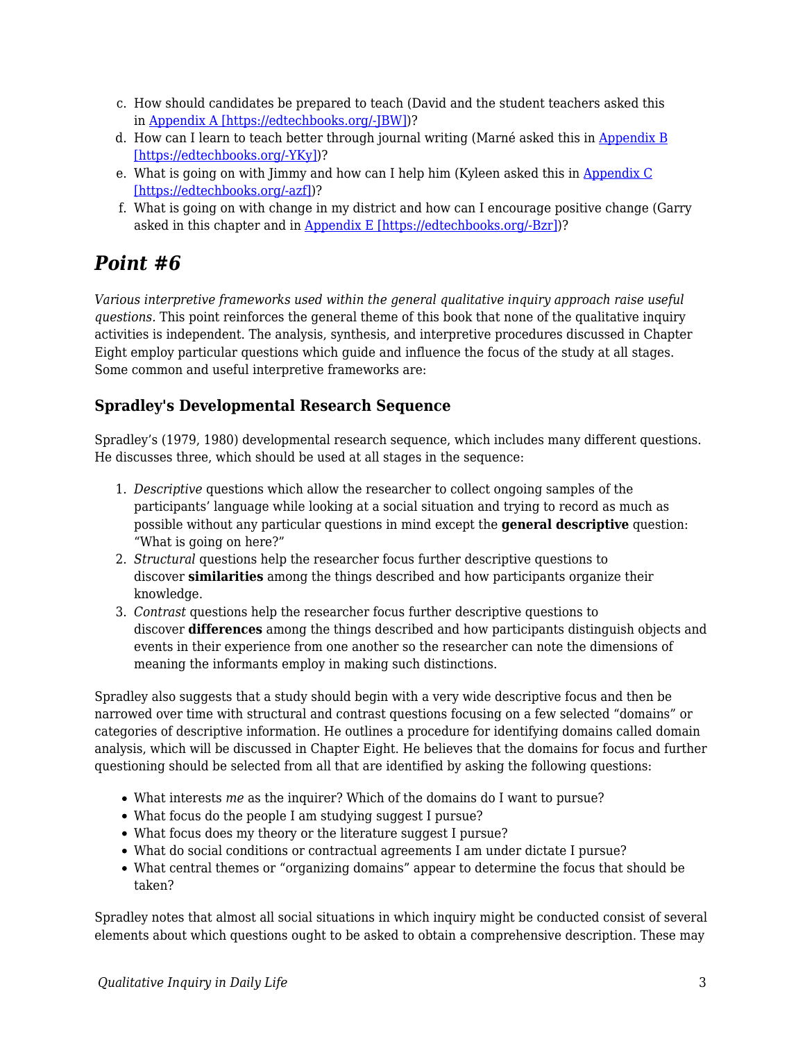c. How should candidates be prepared to teach (David and the student teachers asked this in [Appendix A [https://edtechbooks.org/-JBW]](https://edtechbooks.org/-JBW))?
d. How can I learn to teach better through journal writing (Marné asked this in [Appendix B [https://edtechbooks.org/-YKy]](https://edtechbooks.org/-YKy))?
e. What is going on with Jimmy and how can I help him (Kyleen asked this in [Appendix C [https://edtechbooks.org/-azf]](https://edtechbooks.org/-azf))?
f. What is going on with change in my district and how can I encourage positive change (Garry asked in this chapter and in [Appendix E [https://edtechbooks.org/-Bzr]](https://edtechbooks.org/-Bzr))?

## *Point #6*

*Various interpretive frameworks used within the general qualitative inquiry approach raise useful questions.* This point reinforces the general theme of this book that none of the qualitative inquiry activities is independent. The analysis, synthesis, and interpretive procedures discussed in Chapter Eight employ particular questions which guide and influence the focus of the study at all stages. Some common and useful interpretive frameworks are:

### Spradley's Developmental Research Sequence

Spradley's (1979, 1980) developmental research sequence, which includes many different questions. He discusses three, which should be used at all stages in the sequence:

1. *Descriptive* questions which allow the researcher to collect ongoing samples of the participants' language while looking at a social situation and trying to record as much as possible without any particular questions in mind except the **general descriptive** question: "What is going on here?"
2. *Structural* questions help the researcher focus further descriptive questions to discover **similarities** among the things described and how participants organize their knowledge.
3. *Contrast* questions help the researcher focus further descriptive questions to discover **differences** among the things described and how participants distinguish objects and events in their experience from one another so the researcher can note the dimensions of meaning the informants employ in making such distinctions.

Spradley also suggests that a study should begin with a very wide descriptive focus and then be narrowed over time with structural and contrast questions focusing on a few selected "domains" or categories of descriptive information. He outlines a procedure for identifying domains called domain analysis, which will be discussed in Chapter Eight. He believes that the domains for focus and further questioning should be selected from all that are identified by asking the following questions:

- What interests *me* as the inquirer? Which of the domains do I want to pursue?
- What focus do the people I am studying suggest I pursue?
- What focus does my theory or the literature suggest I pursue?
- What do social conditions or contractual agreements I am under dictate I pursue?
- What central themes or "organizing domains" appear to determine the focus that should be taken?

Spradley notes that almost all social situations in which inquiry might be conducted consist of several elements about which questions ought to be asked to obtain a comprehensive description. These may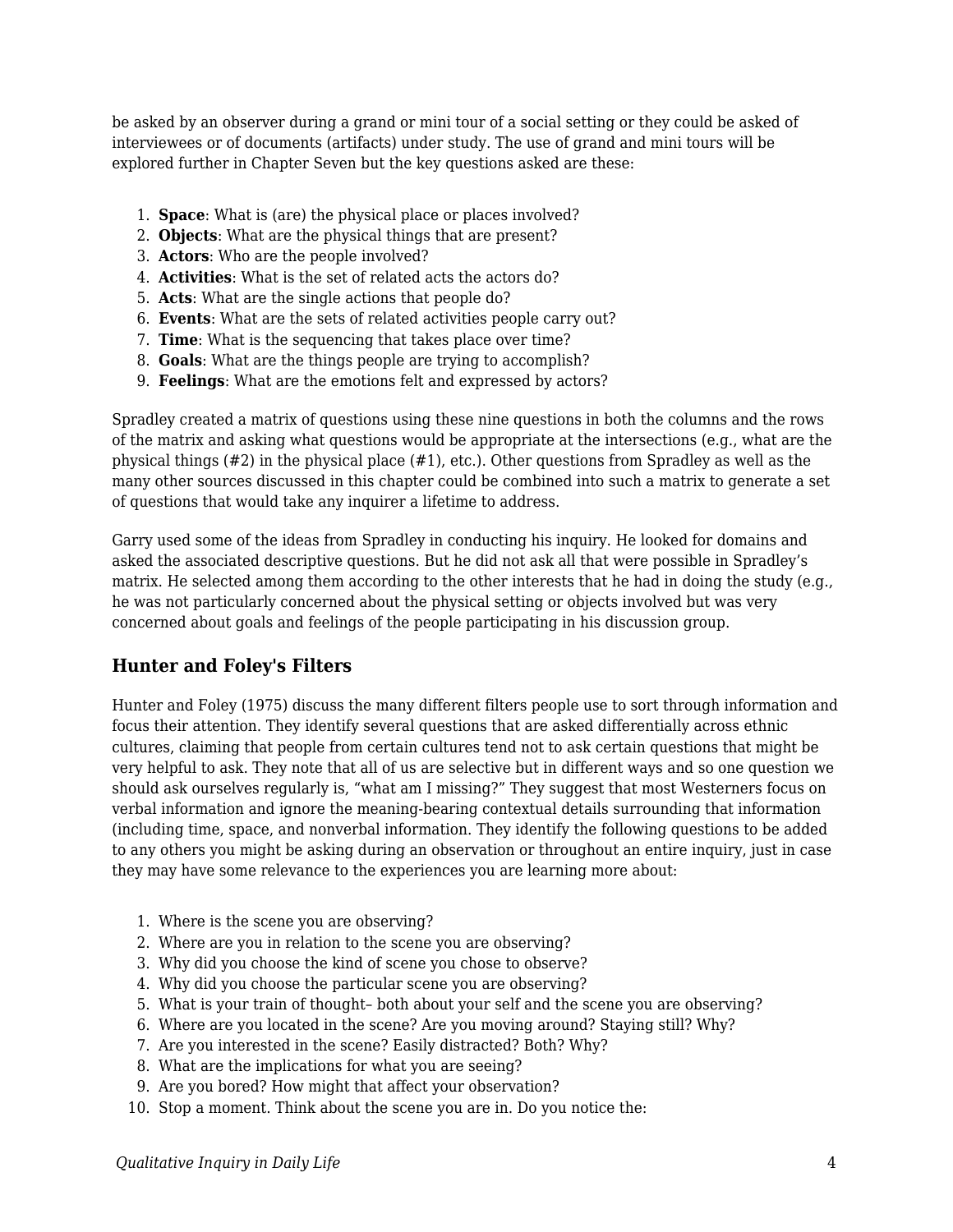be asked by an observer during a grand or mini tour of a social setting or they could be asked of interviewees or of documents (artifacts) under study. The use of grand and mini tours will be explored further in Chapter Seven but the key questions asked are these:

1. **Space**: What is (are) the physical place or places involved?
2. **Objects**: What are the physical things that are present?
3. **Actors**: Who are the people involved?
4. **Activities**: What is the set of related acts the actors do?
5. **Acts**: What are the single actions that people do?
6. **Events**: What are the sets of related activities people carry out?
7. **Time**: What is the sequencing that takes place over time?
8. **Goals**: What are the things people are trying to accomplish?
9. **Feelings**: What are the emotions felt and expressed by actors?

Spradley created a matrix of questions using these nine questions in both the columns and the rows of the matrix and asking what questions would be appropriate at the intersections (e.g., what are the physical things (#2) in the physical place (#1), etc.). Other questions from Spradley as well as the many other sources discussed in this chapter could be combined into such a matrix to generate a set of questions that would take any inquirer a lifetime to address.

Garry used some of the ideas from Spradley in conducting his inquiry. He looked for domains and asked the associated descriptive questions. But he did not ask all that were possible in Spradley's matrix. He selected among them according to the other interests that he had in doing the study (e.g., he was not particularly concerned about the physical setting or objects involved but was very concerned about goals and feelings of the people participating in his discussion group.

### Hunter and Foley's Filters

Hunter and Foley (1975) discuss the many different filters people use to sort through information and focus their attention. They identify several questions that are asked differentially across ethnic cultures, claiming that people from certain cultures tend not to ask certain questions that might be very helpful to ask. They note that all of us are selective but in different ways and so one question we should ask ourselves regularly is, "what am I missing?" They suggest that most Westerners focus on verbal information and ignore the meaning-bearing contextual details surrounding that information (including time, space, and nonverbal information. They identify the following questions to be added to any others you might be asking during an observation or throughout an entire inquiry, just in case they may have some relevance to the experiences you are learning more about:

1. Where is the scene you are observing?
2. Where are you in relation to the scene you are observing?
3. Why did you choose the kind of scene you chose to observe?
4. Why did you choose the particular scene you are observing?
5. What is your train of thought– both about your self and the scene you are observing?
6. Where are you located in the scene? Are you moving around? Staying still? Why?
7. Are you interested in the scene? Easily distracted? Both? Why?
8. What are the implications for what you are seeing?
9. Are you bored? How might that affect your observation?
10. Stop a moment. Think about the scene you are in. Do you notice the: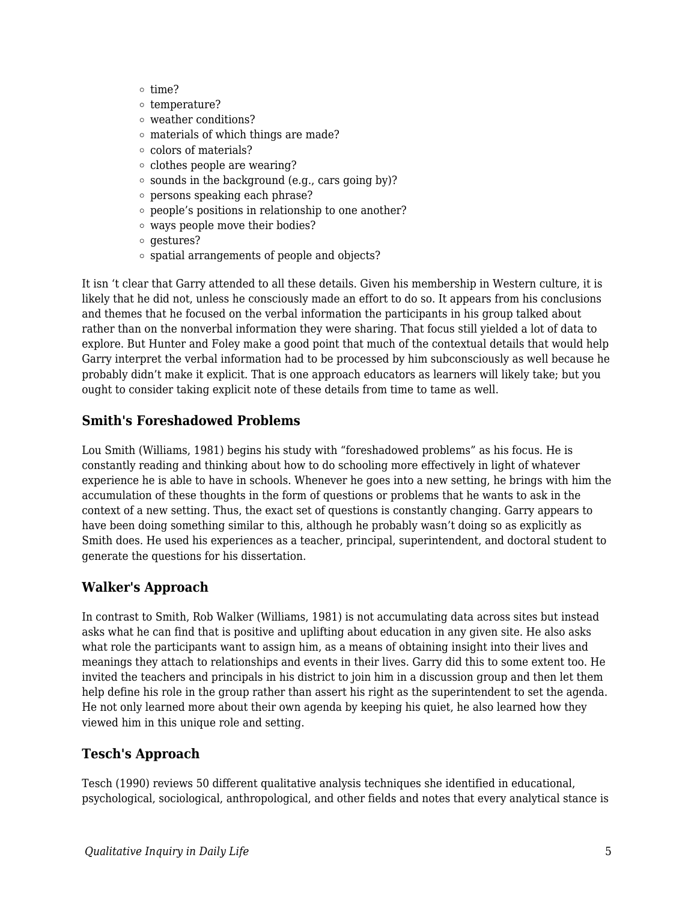- time?
- temperature?
- weather conditions?
- materials of which things are made?
- colors of materials?
- clothes people are wearing?
- sounds in the background (e.g., cars going by)?
- persons speaking each phrase?
- people's positions in relationship to one another?
- ways people move their bodies?
- gestures?
- spatial arrangements of people and objects?

It isn 't clear that Garry attended to all these details. Given his membership in Western culture, it is likely that he did not, unless he consciously made an effort to do so. It appears from his conclusions and themes that he focused on the verbal information the participants in his group talked about rather than on the nonverbal information they were sharing. That focus still yielded a lot of data to explore. But Hunter and Foley make a good point that much of the contextual details that would help Garry interpret the verbal information had to be processed by him subconsciously as well because he probably didn't make it explicit. That is one approach educators as learners will likely take; but you ought to consider taking explicit note of these details from time to tame as well.

### Smith's Foreshadowed Problems

Lou Smith (Williams, 1981) begins his study with "foreshadowed problems" as his focus. He is constantly reading and thinking about how to do schooling more effectively in light of whatever experience he is able to have in schools. Whenever he goes into a new setting, he brings with him the accumulation of these thoughts in the form of questions or problems that he wants to ask in the context of a new setting. Thus, the exact set of questions is constantly changing. Garry appears to have been doing something similar to this, although he probably wasn't doing so as explicitly as Smith does. He used his experiences as a teacher, principal, superintendent, and doctoral student to generate the questions for his dissertation.

### Walker's Approach

In contrast to Smith, Rob Walker (Williams, 1981) is not accumulating data across sites but instead asks what he can find that is positive and uplifting about education in any given site. He also asks what role the participants want to assign him, as a means of obtaining insight into their lives and meanings they attach to relationships and events in their lives. Garry did this to some extent too. He invited the teachers and principals in his district to join him in a discussion group and then let them help define his role in the group rather than assert his right as the superintendent to set the agenda. He not only learned more about their own agenda by keeping his quiet, he also learned how they viewed him in this unique role and setting.

### Tesch's Approach

Tesch (1990) reviews 50 different qualitative analysis techniques she identified in educational, psychological, sociological, anthropological, and other fields and notes that every analytical stance is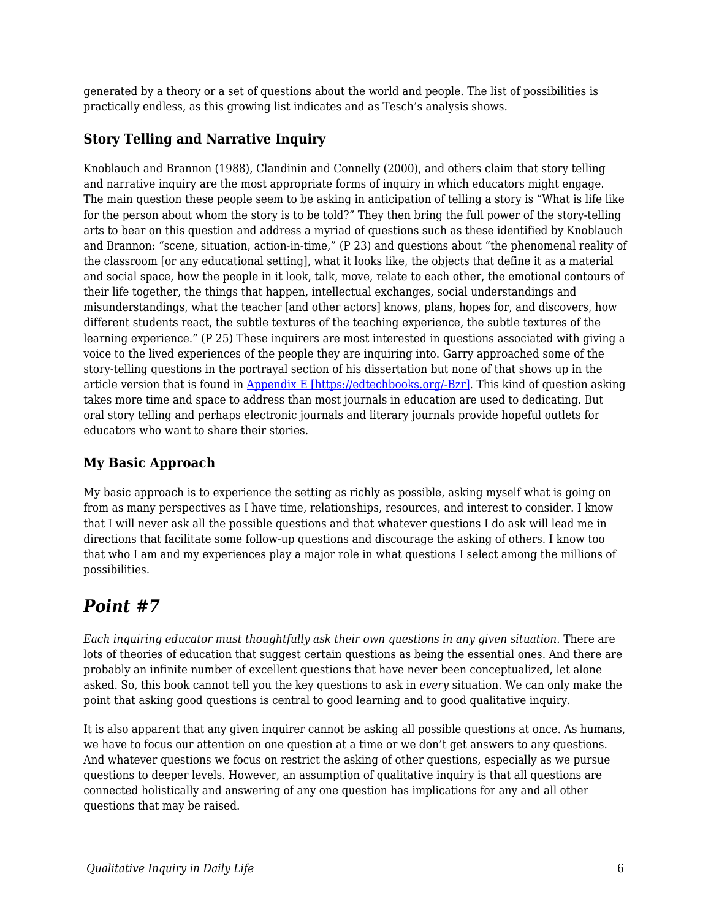generated by a theory or a set of questions about the world and people. The list of possibilities is practically endless, as this growing list indicates and as Tesch's analysis shows.

### Story Telling and Narrative Inquiry

Knoblauch and Brannon (1988), Clandinin and Connelly (2000), and others claim that story telling and narrative inquiry are the most appropriate forms of inquiry in which educators might engage. The main question these people seem to be asking in anticipation of telling a story is "What is life like for the person about whom the story is to be told?" They then bring the full power of the story-telling arts to bear on this question and address a myriad of questions such as these identified by Knoblauch and Brannon: "scene, situation, action-in-time," (P 23) and questions about "the phenomenal reality of the classroom [or any educational setting], what it looks like, the objects that define it as a material and social space, how the people in it look, talk, move, relate to each other, the emotional contours of their life together, the things that happen, intellectual exchanges, social understandings and misunderstandings, what the teacher [and other actors] knows, plans, hopes for, and discovers, how different students react, the subtle textures of the teaching experience, the subtle textures of the learning experience." (P 25) These inquirers are most interested in questions associated with giving a voice to the lived experiences of the people they are inquiring into. Garry approached some of the story-telling questions in the portrayal section of his dissertation but none of that shows up in the article version that is found in [Appendix E [https://edtechbooks.org/-Bzr]](https://edtechbooks.org/-Bzr). This kind of question asking takes more time and space to address than most journals in education are used to dedicating. But oral story telling and perhaps electronic journals and literary journals provide hopeful outlets for educators who want to share their stories.

### My Basic Approach

My basic approach is to experience the setting as richly as possible, asking myself what is going on from as many perspectives as I have time, relationships, resources, and interest to consider. I know that I will never ask all the possible questions and that whatever questions I do ask will lead me in directions that facilitate some follow-up questions and discourage the asking of others. I know too that who I am and my experiences play a major role in what questions I select among the millions of possibilities.

## *Point #7*

*Each inquiring educator must thoughtfully ask their own questions in any given situation.* There are lots of theories of education that suggest certain questions as being the essential ones. And there are probably an infinite number of excellent questions that have never been conceptualized, let alone asked. So, this book cannot tell you the key questions to ask in *every* situation. We can only make the point that asking good questions is central to good learning and to good qualitative inquiry.

It is also apparent that any given inquirer cannot be asking all possible questions at once. As humans, we have to focus our attention on one question at a time or we don't get answers to any questions. And whatever questions we focus on restrict the asking of other questions, especially as we pursue questions to deeper levels. However, an assumption of qualitative inquiry is that all questions are connected holistically and answering of any one question has implications for any and all other questions that may be raised.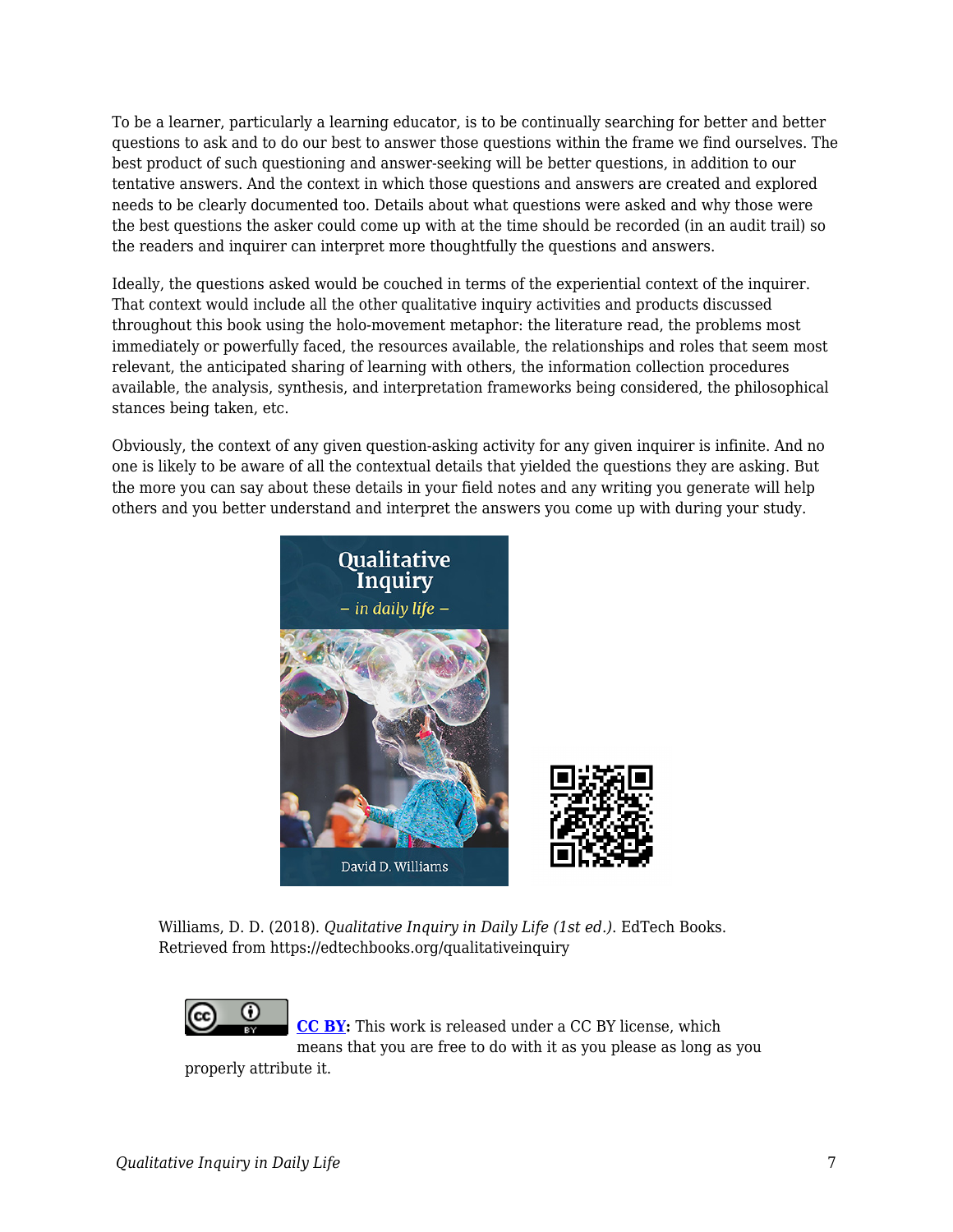To be a learner, particularly a learning educator, is to be continually searching for better and better questions to ask and to do our best to answer those questions within the frame we find ourselves. The best product of such questioning and answer-seeking will be better questions, in addition to our tentative answers. And the context in which those questions and answers are created and explored needs to be clearly documented too. Details about what questions were asked and why those were the best questions the asker could come up with at the time should be recorded (in an audit trail) so the readers and inquirer can interpret more thoughtfully the questions and answers.

Ideally, the questions asked would be couched in terms of the experiential context of the inquirer. That context would include all the other qualitative inquiry activities and products discussed throughout this book using the holo-movement metaphor: the literature read, the problems most immediately or powerfully faced, the resources available, the relationships and roles that seem most relevant, the anticipated sharing of learning with others, the information collection procedures available, the analysis, synthesis, and interpretation frameworks being considered, the philosophical stances being taken, etc.

Obviously, the context of any given question-asking activity for any given inquirer is infinite. And no one is likely to be aware of all the contextual details that yielded the questions they are asking. But the more you can say about these details in your field notes and any writing you generate will help others and you better understand and interpret the answers you come up with during your study.

Williams, D. D. (2018). *Qualitative Inquiry in Daily Life (1st ed.)*. EdTech Books. Retrieved from https://edtechbooks.org/qualitativeinquiry

**CC BY:** This work is released under a CC BY license, which means that you are free to do with it as you please as long as you properly attribute it.